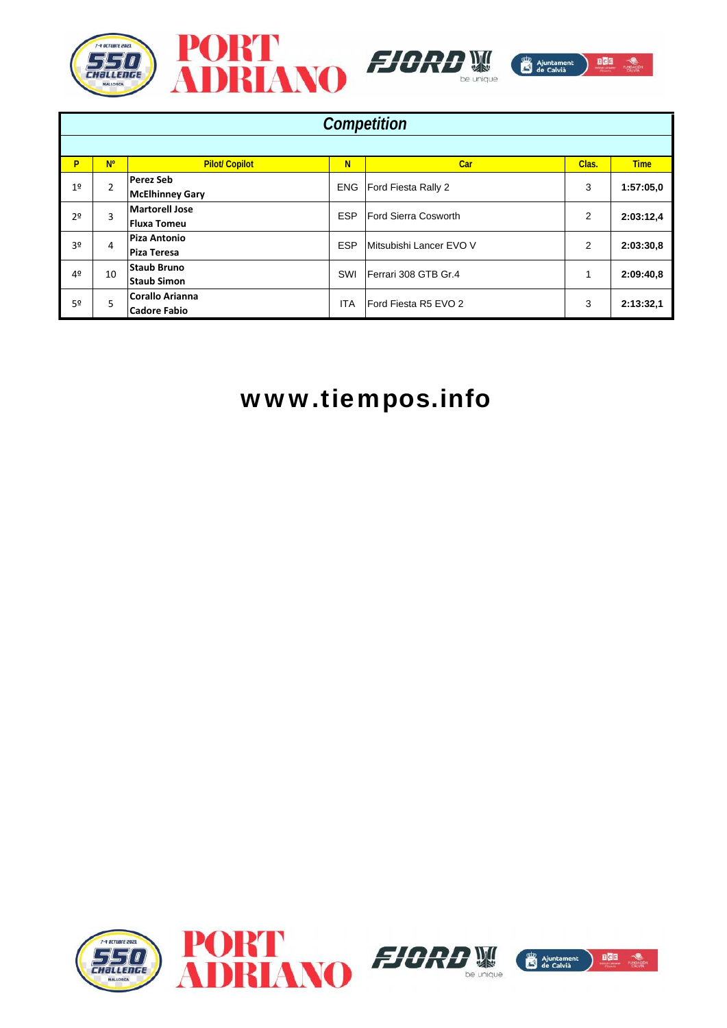## Competition

| P | Nº | Pilot/ Copilot | N | Car | Clas. | Time |
|---|---|---|---|---|---|---|
| 1º | 2 | **Perez Seb**<br>**McElhinney Gary** | ENG | Ford Fiesta Rally 2 | 3 | **1:57:05,0** |
| 2º | 3 | **Martorell Jose**<br>**Fluxa Tomeu** | ESP | Ford Sierra Cosworth | 2 | **2:03:12,4** |
| 3º | 4 | **Piza Antonio**<br>**Piza Teresa** | ESP | Mitsubishi Lancer EVO V | 2 | **2:03:30,8** |
| 4º | 10 | **Staub Bruno**<br>**Staub Simon** | SWI | Ferrari 308 GTB Gr.4 | 1 | **2:09:40,8** |
| 5º | 5 | **Corallo Arianna**<br>**Cadore Fabio** | ITA | Ford Fiesta R5 EVO 2 | 3 | **2:13:32,1** |

# www.tiempos.info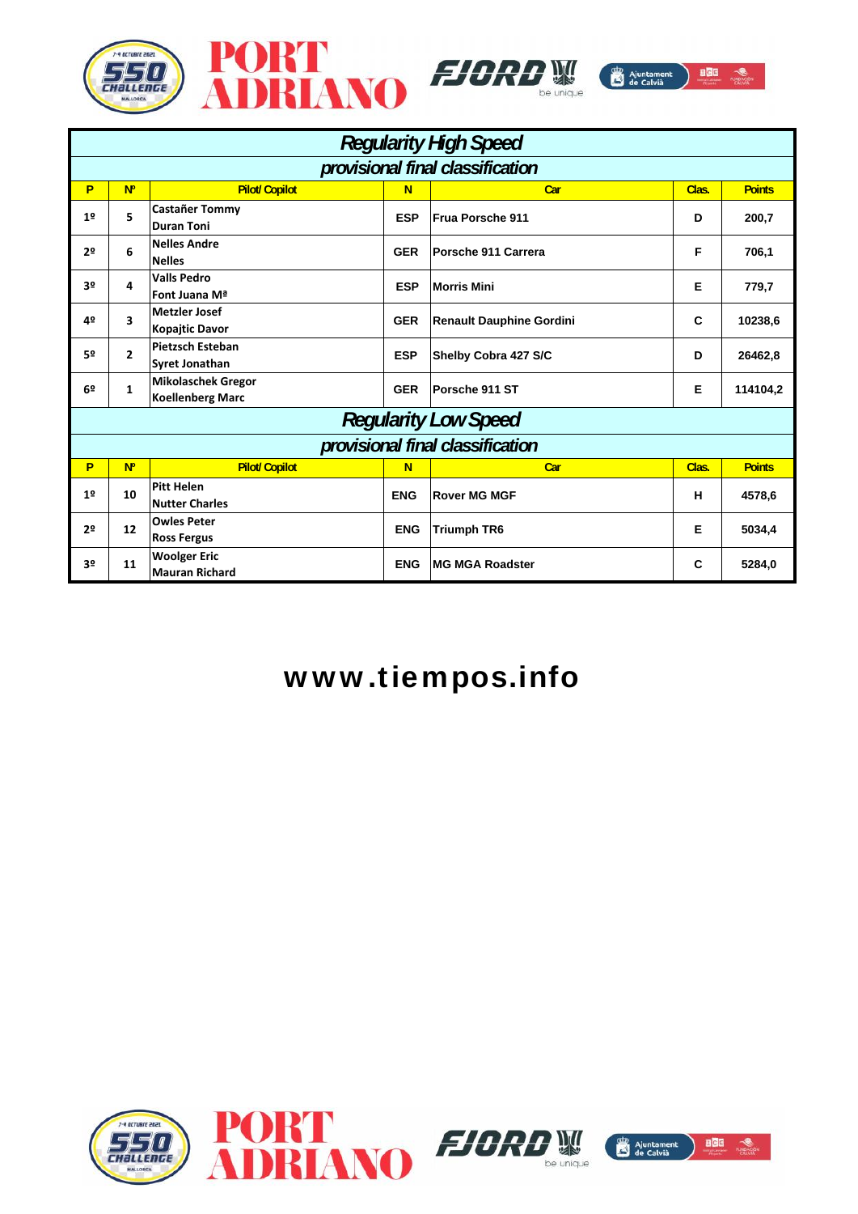## Regularity High Speed

### provisional final classification

| P | Nº | Pilot/ Copilot | N | Car | Clas. | Points |
|---|---|---|---|---|---|---|
| 1º | 5 | Castañer Tommy<br>Duran Toni | ESP | Frua Porsche 911 | D | 200,7 |
| 2º | 6 | Nelles Andre<br>Nelles | GER | Porsche 911 Carrera | F | 706,1 |
| 3º | 4 | Valls Pedro<br>Font Juana Mª | ESP | Morris Mini | E | 779,7 |
| 4º | 3 | Metzler Josef<br>Kopajtic Davor | GER | Renault Dauphine Gordini | C | 10238,6 |
| 5º | 2 | Pietzsch Esteban<br>Syret Jonathan | ESP | Shelby Cobra 427 S/C | D | 26462,8 |
| 6º | 1 | Mikolaschek Gregor<br>Koellenberg Marc | GER | Porsche 911 ST | E | 114104,2 |

## Regularity Low Speed

### provisional final classification

| P | Nº | Pilot/ Copilot | N | Car | Clas. | Points |
|---|---|---|---|---|---|---|
| 1º | 10 | Pitt Helen<br>Nutter Charles | ENG | Rover MG MGF | H | 4578,6 |
| 2º | 12 | Owles Peter<br>Ross Fergus | ENG | Triumph TR6 | E | 5034,4 |
| 3º | 11 | Woolger Eric<br>Mauran Richard | ENG | MG MGA Roadster | C | 5284,0 |

**www.tiempos.info**